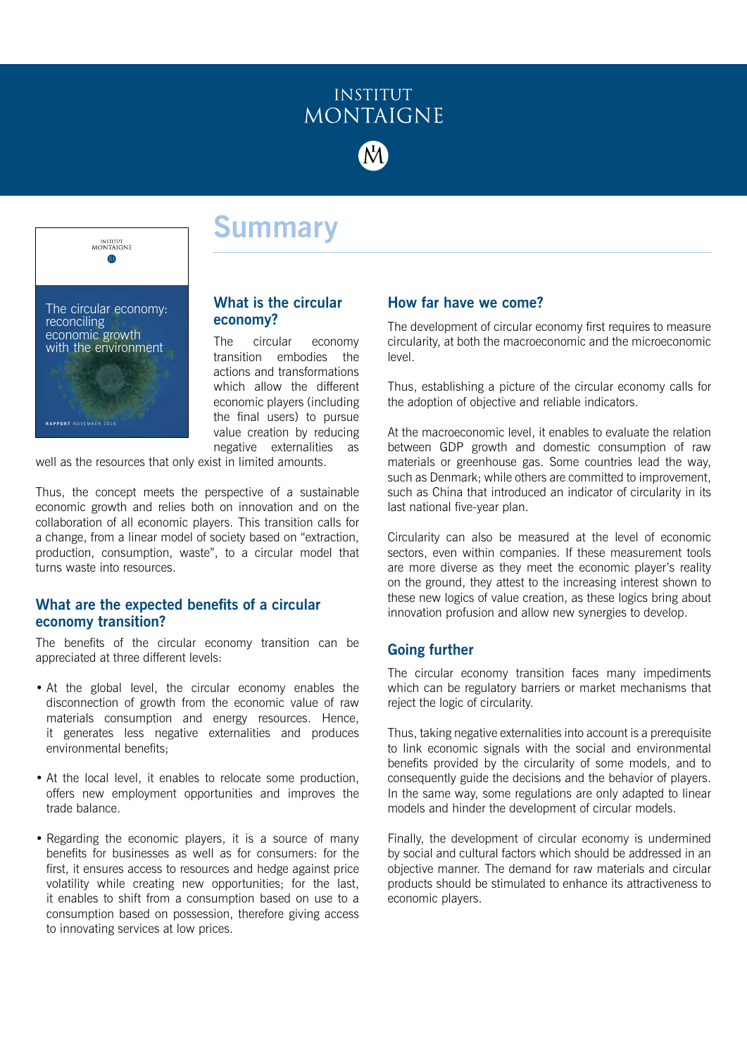# INSTITUT MONTAIGNE

## Summary

INSTITUT MONTAIGNE

The circular economy: reconciling economic growth with the environment

RAPPORT NOVEMBER 2016

### What is the circular economy?

The circular economy transition embodies the actions and transformations which allow the different economic players (including the final users) to pursue value creation by reducing negative externalities as well as the resources that only exist in limited amounts.

Thus, the concept meets the perspective of a sustainable economic growth and relies both on innovation and on the collaboration of all economic players. This transition calls for a change, from a linear model of society based on "extraction, production, consumption, waste", to a circular model that turns waste into resources.

### What are the expected benefits of a circular economy transition?

The benefits of the circular economy transition can be appreciated at three different levels:

- At the global level, the circular economy enables the disconnection of growth from the economic value of raw materials consumption and energy resources. Hence, it generates less negative externalities and produces environmental benefits;
- At the local level, it enables to relocate some production, offers new employment opportunities and improves the trade balance.
- Regarding the economic players, it is a source of many benefits for businesses as well as for consumers: for the first, it ensures access to resources and hedge against price volatility while creating new opportunities; for the last, it enables to shift from a consumption based on use to a consumption based on possession, therefore giving access to innovating services at low prices.

### How far have we come?

The development of circular economy first requires to measure circularity, at both the macroeconomic and the microeconomic level.

Thus, establishing a picture of the circular economy calls for the adoption of objective and reliable indicators.

At the macroeconomic level, it enables to evaluate the relation between GDP growth and domestic consumption of raw materials or greenhouse gas. Some countries lead the way, such as Denmark; while others are committed to improvement, such as China that introduced an indicator of circularity in its last national five-year plan.

Circularity can also be measured at the level of economic sectors, even within companies. If these measurement tools are more diverse as they meet the economic player's reality on the ground, they attest to the increasing interest shown to these new logics of value creation, as these logics bring about innovation profusion and allow new synergies to develop.

### Going further

The circular economy transition faces many impediments which can be regulatory barriers or market mechanisms that reject the logic of circularity.

Thus, taking negative externalities into account is a prerequisite to link economic signals with the social and environmental benefits provided by the circularity of some models, and to consequently guide the decisions and the behavior of players. In the same way, some regulations are only adapted to linear models and hinder the development of circular models.

Finally, the development of circular economy is undermined by social and cultural factors which should be addressed in an objective manner. The demand for raw materials and circular products should be stimulated to enhance its attractiveness to economic players.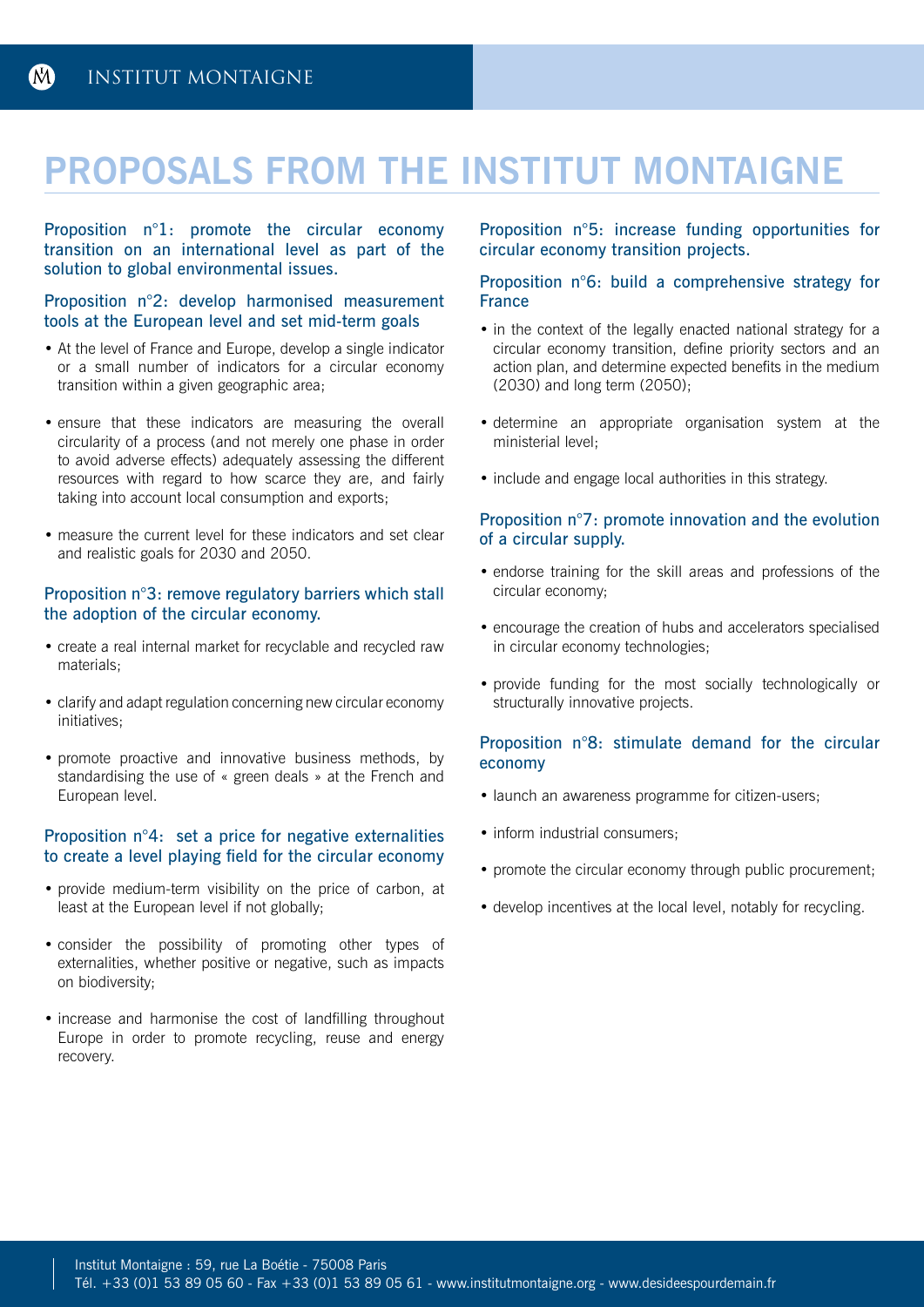# PROPOSALS FROM THE INSTITUT MONTAIGNE

### Proposition n°1: promote the circular economy transition on an international level as part of the solution to global environmental issues.

### Proposition n°2: develop harmonised measurement tools at the European level and set mid-term goals

- At the level of France and Europe, develop a single indicator or a small number of indicators for a circular economy transition within a given geographic area;
- ensure that these indicators are measuring the overall circularity of a process (and not merely one phase in order to avoid adverse effects) adequately assessing the different resources with regard to how scarce they are, and fairly taking into account local consumption and exports;
- measure the current level for these indicators and set clear and realistic goals for 2030 and 2050.

### Proposition n°3: remove regulatory barriers which stall the adoption of the circular economy.

- create a real internal market for recyclable and recycled raw materials;
- clarify and adapt regulation concerning new circular economy initiatives;
- promote proactive and innovative business methods, by standardising the use of « green deals » at the French and European level.

### Proposition n°4: set a price for negative externalities to create a level playing field for the circular economy

- provide medium-term visibility on the price of carbon, at least at the European level if not globally;
- consider the possibility of promoting other types of externalities, whether positive or negative, such as impacts on biodiversity;
- increase and harmonise the cost of landfilling throughout Europe in order to promote recycling, reuse and energy recovery.

### Proposition n°5: increase funding opportunities for circular economy transition projects.

### Proposition n°6: build a comprehensive strategy for France

- in the context of the legally enacted national strategy for a circular economy transition, define priority sectors and an action plan, and determine expected benefits in the medium (2030) and long term (2050);
- determine an appropriate organisation system at the ministerial level;
- include and engage local authorities in this strategy.

### Proposition n°7: promote innovation and the evolution of a circular supply.

- endorse training for the skill areas and professions of the circular economy;
- encourage the creation of hubs and accelerators specialised in circular economy technologies;
- provide funding for the most socially technologically or structurally innovative projects.

### Proposition n°8: stimulate demand for the circular economy

- launch an awareness programme for citizen-users;
- inform industrial consumers;
- promote the circular economy through public procurement;
- develop incentives at the local level, notably for recycling.

Institut Montaigne : 59, rue La Boétie - 75008 Paris
Tél. +33 (0)1 53 89 05 60 - Fax +33 (0)1 53 89 05 61 - www.institutmontaigne.org - www.desideespourdemain.fr